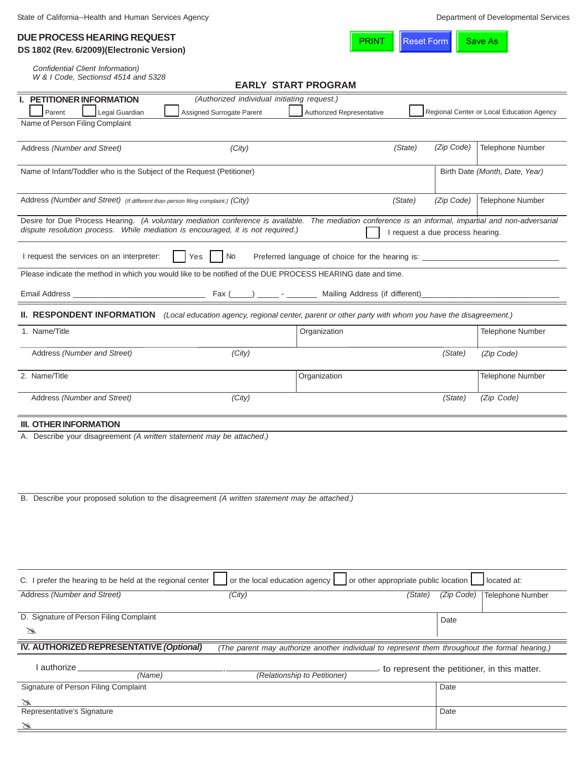State of California--Health and Human Services Agency

Department of Developmental Services

# DUE PROCESS HEARING REQUEST

**DS 1802 (Rev. 6/2009)(Electronic Version)**

PRINT | Reset Form | Save As

*Confidential Client Information)*
*W & I Code, Sectionsd 4514 and 5328*

## EARLY START PROGRAM

### I. PETITIONER INFORMATION *(Authorized individual initiating request.)*

☐ Parent ☐ Legal Guardian ☐ Assigned Surrogate Parent ☐ Authorized Representative ☐ Regional Center or Local Education Agency

Name of Person Filing Complaint

| Address *(Number and Street)* | *(City)* | *(State)* | *(Zip Code)* | Telephone Number |
|---|---|---|---|---|
| | | | | |

| Name of Infant/Toddler who is the Subject of the Request (Petitioner) | Birth Date *(Month, Date, Year)* |
|---|---|
| | |

| Address *(Number and Street)* *(If different than person filing complaint.)* *(City)* | *(State)* | *(Zip Code)* | Telephone Number |
|---|---|---|---|
| | | | |

Desire for Due Process Hearing. *(A voluntary mediation conference is available. The mediation conference is an informal, impartial and non-adversarial dispute resolution process. While mediation is encouraged, it is not required.)* ☐ I request a due process hearing.

I request the services on an interpreter: ☐ Yes ☐ No Preferred language of choice for the hearing is: ____________________

Please indicate the method in which you would like to be notified of the DUE PROCESS HEARING date and time.

Email Address ____________________ Fax (____) ____ - ______ Mailing Address (if different)____________________

### II. RESPONDENT INFORMATION *(Local education agency, regional center, parent or other party with whom you have the disagreement.)*

| 1. Name/Title | Organization | | Telephone Number |
|---|---|---|---|
| Address *(Number and Street)* *(City)* | | *(State)* | *(Zip Code)* |
| 2. Name/Title | Organization | | Telephone Number |
| Address *(Number and Street)* *(City)* | | *(State)* | *(Zip Code)* |

### III. OTHER INFORMATION

A. Describe your disagreement *(A written statement may be attached.)*

B. Describe your proposed solution to the disagreement *(A written statement may be attached.)*

C. I prefer the hearing to be held at the regional center ☐ or the local education agency ☐ or other appropriate public location ☐ located at:

| Address *(Number and Street)* | *(City)* | *(State)* | *(Zip Code)* | Telephone Number |
|---|---|---|---|---|
| | | | | |

| D. Signature of Person Filing Complaint | Date |
|---|---|
| | |

### IV. AUTHORIZED REPRESENTATIVE *(Optional)* *(The parent may authorize another individual to represent them throughout the formal hearing.)*

I authorize ______________________ , ______________________ , to represent the petitioner, in this matter.
*(Name)* *(Relationship to Petitioner)*

| Signature of Person Filing Complaint | Date |
|---|---|
| | |
| Representative's Signature | Date |
| | |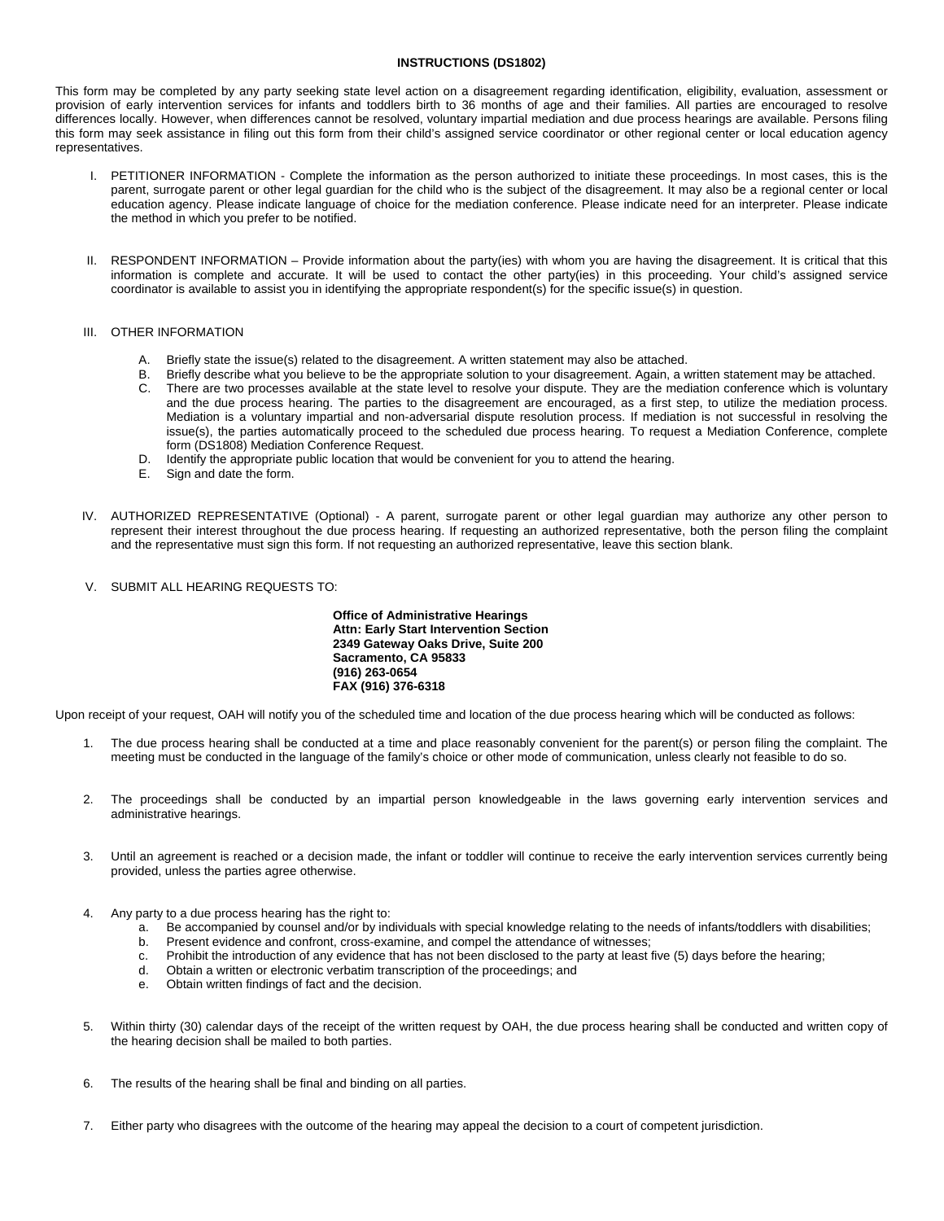# INSTRUCTIONS (DS1802)

This form may be completed by any party seeking state level action on a disagreement regarding identification, eligibility, evaluation, assessment or provision of early intervention services for infants and toddlers birth to 36 months of age and their families. All parties are encouraged to resolve differences locally. However, when differences cannot be resolved, voluntary impartial mediation and due process hearings are available. Persons filing this form may seek assistance in filing out this form from their child's assigned service coordinator or other regional center or local education agency representatives.

I. PETITIONER INFORMATION - Complete the information as the person authorized to initiate these proceedings. In most cases, this is the parent, surrogate parent or other legal guardian for the child who is the subject of the disagreement. It may also be a regional center or local education agency. Please indicate language of choice for the mediation conference. Please indicate need for an interpreter. Please indicate the method in which you prefer to be notified.

II. RESPONDENT INFORMATION – Provide information about the party(ies) with whom you are having the disagreement. It is critical that this information is complete and accurate. It will be used to contact the other party(ies) in this proceeding. Your child's assigned service coordinator is available to assist you in identifying the appropriate respondent(s) for the specific issue(s) in question.

III. OTHER INFORMATION

A. Briefly state the issue(s) related to the disagreement. A written statement may also be attached.
B. Briefly describe what you believe to be the appropriate solution to your disagreement. Again, a written statement may be attached.
C. There are two processes available at the state level to resolve your dispute. They are the mediation conference which is voluntary and the due process hearing. The parties to the disagreement are encouraged, as a first step, to utilize the mediation process. Mediation is a voluntary impartial and non-adversarial dispute resolution process. If mediation is not successful in resolving the issue(s), the parties automatically proceed to the scheduled due process hearing. To request a Mediation Conference, complete form (DS1808) Mediation Conference Request.
D. Identify the appropriate public location that would be convenient for you to attend the hearing.
E. Sign and date the form.

IV. AUTHORIZED REPRESENTATIVE (Optional) - A parent, surrogate parent or other legal guardian may authorize any other person to represent their interest throughout the due process hearing. If requesting an authorized representative, both the person filing the complaint and the representative must sign this form. If not requesting an authorized representative, leave this section blank.

V. SUBMIT ALL HEARING REQUESTS TO:

**Office of Administrative Hearings**
**Attn: Early Start Intervention Section**
**2349 Gateway Oaks Drive, Suite 200**
**Sacramento, CA 95833**
**(916) 263-0654**
**FAX (916) 376-6318**

Upon receipt of your request, OAH will notify you of the scheduled time and location of the due process hearing which will be conducted as follows:

1. The due process hearing shall be conducted at a time and place reasonably convenient for the parent(s) or person filing the complaint. The meeting must be conducted in the language of the family's choice or other mode of communication, unless clearly not feasible to do so.

2. The proceedings shall be conducted by an impartial person knowledgeable in the laws governing early intervention services and administrative hearings.

3. Until an agreement is reached or a decision made, the infant or toddler will continue to receive the early intervention services currently being provided, unless the parties agree otherwise.

4. Any party to a due process hearing has the right to:
   a. Be accompanied by counsel and/or by individuals with special knowledge relating to the needs of infants/toddlers with disabilities;
   b. Present evidence and confront, cross-examine, and compel the attendance of witnesses;
   c. Prohibit the introduction of any evidence that has not been disclosed to the party at least five (5) days before the hearing;
   d. Obtain a written or electronic verbatim transcription of the proceedings; and
   e. Obtain written findings of fact and the decision.

5. Within thirty (30) calendar days of the receipt of the written request by OAH, the due process hearing shall be conducted and written copy of the hearing decision shall be mailed to both parties.

6. The results of the hearing shall be final and binding on all parties.

7. Either party who disagrees with the outcome of the hearing may appeal the decision to a court of competent jurisdiction.